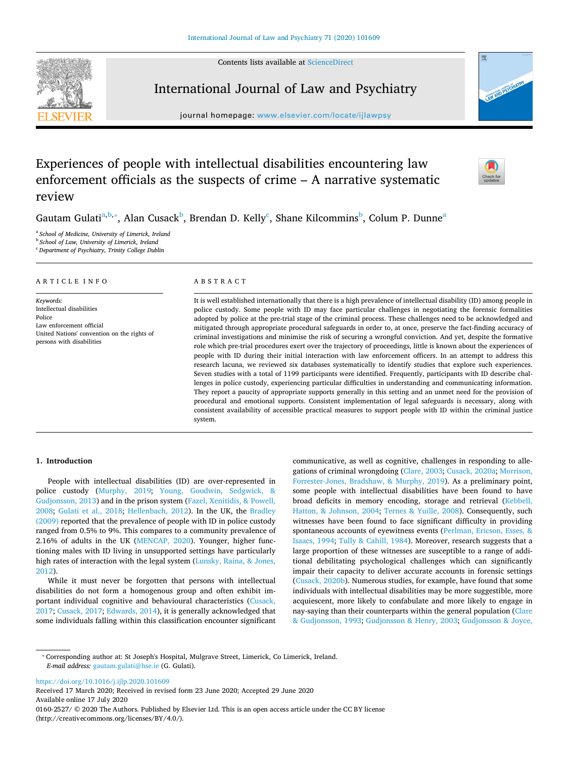# Experiences of people with intellectual disabilities encountering law enforcement officials as the suspects of crime – A narrative systematic review

Gautam Gulati[a,b,*], Alan Cusack[b], Brendan D. Kelly[c], Shane Kilcommins[b], Colum P. Dunne[a]

[a] School of Medicine, University of Limerick, Ireland
[b] School of Law, University of Limerick, Ireland
[c] Department of Psychiatry, Trinity College Dublin

## ARTICLE INFO

*Keywords:*
Intellectual disabilities
Police
Law enforcement official
United Nations' convention on the rights of persons with disabilities

## ABSTRACT

It is well established internationally that there is a high prevalence of intellectual disability (ID) among people in police custody. Some people with ID may face particular challenges in negotiating the forensic formalities adopted by police at the pre-trial stage of the criminal process. These challenges need to be acknowledged and mitigated through appropriate procedural safeguards in order to, at once, preserve the fact-finding accuracy of criminal investigations and minimise the risk of securing a wrongful conviction. And yet, despite the formative role which pre-trial procedures exert over the trajectory of proceedings, little is known about the experiences of people with ID during their initial interaction with law enforcement officers. In an attempt to address this research lacuna, we reviewed six databases systematically to identify studies that explore such experiences. Seven studies with a total of 1199 participants were identified. Frequently, participants with ID describe challenges in police custody, experiencing particular difficulties in understanding and communicating information. They report a paucity of appropriate supports generally in this setting and an unmet need for the provision of procedural and emotional supports. Consistent implementation of legal safeguards is necessary, along with consistent availability of accessible practical measures to support people with ID within the criminal justice system.

## 1. Introduction

People with intellectual disabilities (ID) are over-represented in police custody (Murphy, 2019; Young, Goodwin, Sedgwick, & Gudjonsson, 2013) and in the prison system (Fazel, Xenitidis, & Powell, 2008; Gulati et al., 2018; Hellenbach, 2012). In the UK, the Bradley (2009) reported that the prevalence of people with ID in police custody ranged from 0.5% to 9%. This compares to a community prevalence of 2.16% of adults in the UK (MENCAP, 2020). Younger, higher functioning males with ID living in unsupported settings have particularly high rates of interaction with the legal system (Lunsky, Raina, & Jones, 2012).

While it must never be forgotten that persons with intellectual disabilities do not form a homogenous group and often exhibit important individual cognitive and behavioural characteristics (Cusack, 2017; Cusack, 2017; Edwards, 2014), it is generally acknowledged that some individuals falling within this classification encounter significant communicative, as well as cognitive, challenges in responding to allegations of criminal wrongdoing (Clare, 2003; Cusack, 2020a; Morrison, Forrester-Jones, Bradshaw, & Murphy, 2019). As a preliminary point, some people with intellectual disabilities have been found to have broad deficits in memory encoding, storage and retrieval (Kebbell, Hatton, & Johnson, 2004; Ternes & Yuille, 2008). Consequently, such witnesses have been found to face significant difficulty in providing spontaneous accounts of eyewitness events (Perlman, Ericson, Esses, & Isaacs, 1994; Tully & Cahill, 1984). Moreover, research suggests that a large proportion of these witnesses are susceptible to a range of additional debilitating psychological challenges which can significantly impair their capacity to deliver accurate accounts in forensic settings (Cusack, 2020b). Numerous studies, for example, have found that some individuals with intellectual disabilities may be more suggestible, more acquiescent, more likely to confabulate and more likely to engage in nay-saying than their counterparts within the general population (Clare & Gudjonsson, 1993; Gudjonsson & Henry, 2003; Gudjonsson & Joyce,

---

* Corresponding author at: St Joseph's Hospital, Mulgrave Street, Limerick, Co Limerick, Ireland.
*E-mail address:* gautam.gulati@hse.ie (G. Gulati).

https://doi.org/10.1016/j.ijlp.2020.101609
Received 17 March 2020; Received in revised form 23 June 2020; Accepted 29 June 2020
Available online 17 July 2020
0160-2527/ © 2020 The Authors. Published by Elsevier Ltd. This is an open access article under the CC BY license (http://creativecommons.org/licenses/BY/4.0/).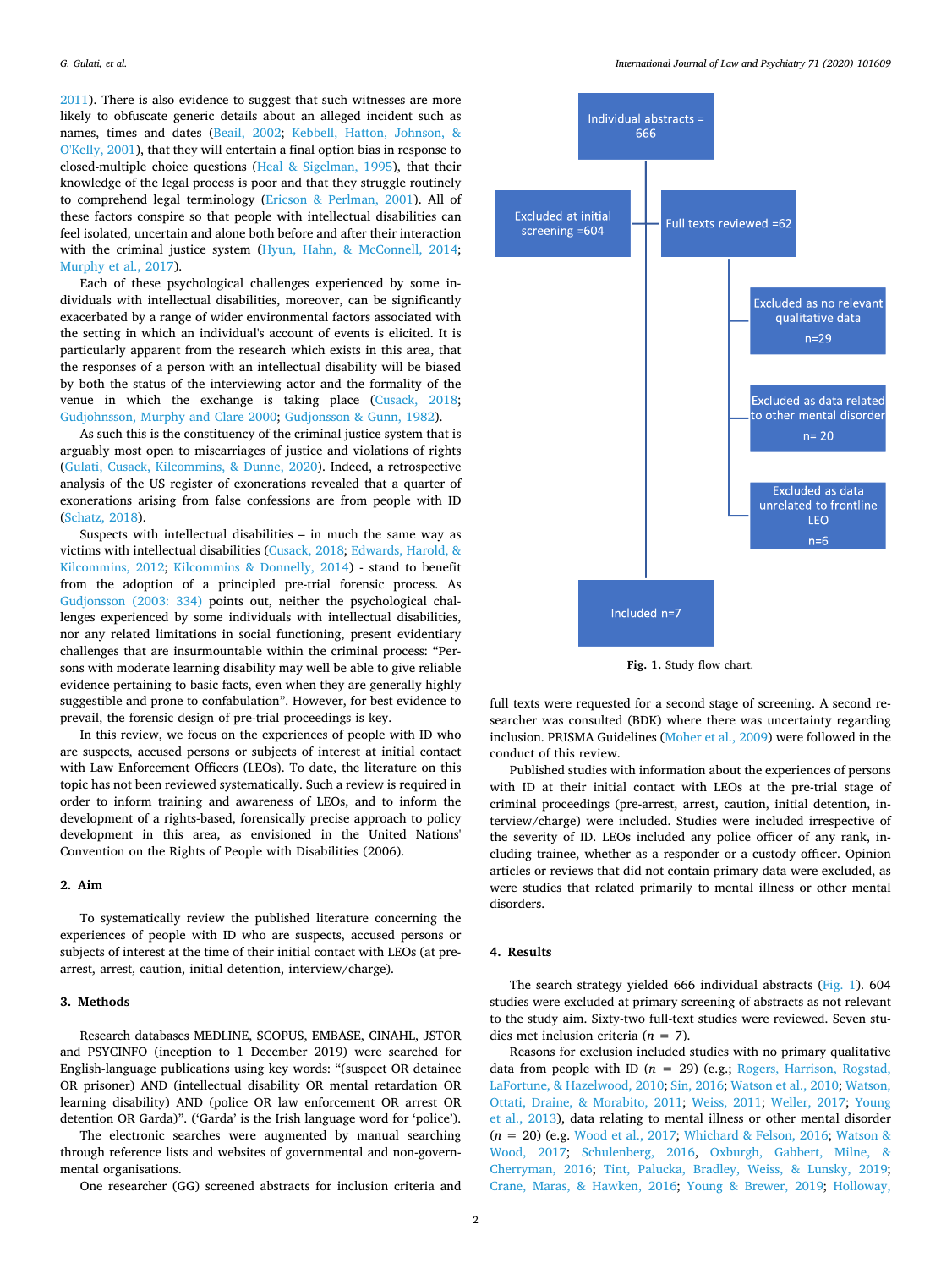2011). There is also evidence to suggest that such witnesses are more likely to obfuscate generic details about an alleged incident such as names, times and dates (Beail, 2002; Kebbell, Hatton, Johnson, & O'Kelly, 2001), that they will entertain a final option bias in response to closed-multiple choice questions (Heal & Sigelman, 1995), that their knowledge of the legal process is poor and that they struggle routinely to comprehend legal terminology (Ericson & Perlman, 2001). All of these factors conspire so that people with intellectual disabilities can feel isolated, uncertain and alone both before and after their interaction with the criminal justice system (Hyun, Hahn, & McConnell, 2014; Murphy et al., 2017).

Each of these psychological challenges experienced by some individuals with intellectual disabilities, moreover, can be significantly exacerbated by a range of wider environmental factors associated with the setting in which an individual's account of events is elicited. It is particularly apparent from the research which exists in this area, that the responses of a person with an intellectual disability will be biased by both the status of the interviewing actor and the formality of the venue in which the exchange is taking place (Cusack, 2018; Gudjohnsson, Murphy and Clare 2000; Gudjonsson & Gunn, 1982).

As such this is the constituency of the criminal justice system that is arguably most open to miscarriages of justice and violations of rights (Gulati, Cusack, Kilcommins, & Dunne, 2020). Indeed, a retrospective analysis of the US register of exonerations revealed that a quarter of exonerations arising from false confessions are from people with ID (Schatz, 2018).

Suspects with intellectual disabilities – in much the same way as victims with intellectual disabilities (Cusack, 2018; Edwards, Harold, & Kilcommins, 2012; Kilcommins & Donnelly, 2014) - stand to benefit from the adoption of a principled pre-trial forensic process. As Gudjonsson (2003: 334) points out, neither the psychological challenges experienced by some individuals with intellectual disabilities, nor any related limitations in social functioning, present evidentiary challenges that are insurmountable within the criminal process: "Persons with moderate learning disability may well be able to give reliable evidence pertaining to basic facts, even when they are generally highly suggestible and prone to confabulation". However, for best evidence to prevail, the forensic design of pre-trial proceedings is key.

In this review, we focus on the experiences of people with ID who are suspects, accused persons or subjects of interest at initial contact with Law Enforcement Officers (LEOs). To date, the literature on this topic has not been reviewed systematically. Such a review is required in order to inform training and awareness of LEOs, and to inform the development of a rights-based, forensically precise approach to policy development in this area, as envisioned in the United Nations' Convention on the Rights of People with Disabilities (2006).

## 2. Aim

To systematically review the published literature concerning the experiences of people with ID who are suspects, accused persons or subjects of interest at the time of their initial contact with LEOs (at pre-arrest, arrest, caution, initial detention, interview/charge).

## 3. Methods

Research databases MEDLINE, SCOPUS, EMBASE, CINAHL, JSTOR and PSYCINFO (inception to 1 December 2019) were searched for English-language publications using key words: "(suspect OR detainee OR prisoner) AND (intellectual disability OR mental retardation OR learning disability) AND (police OR law enforcement OR arrest OR detention OR Garda)". ('Garda' is the Irish language word for 'police').

The electronic searches were augmented by manual searching through reference lists and websites of governmental and non-governmental organisations.

One researcher (GG) screened abstracts for inclusion criteria and full texts were requested for a second stage of screening. A second researcher was consulted (BDK) where there was uncertainty regarding inclusion. PRISMA Guidelines (Moher et al., 2009) were followed in the conduct of this review.

Published studies with information about the experiences of persons with ID during their initial contact with LEOs at the pre-trial stage of criminal proceedings (pre-arrest, arrest, caution, initial detention, interview/charge) were included. Studies were included irrespective of the severity of ID. LEOs included any police officer of any rank, including trainee, whether as a responder or a custody officer. Opinion articles or reviews that did not contain primary data were excluded, as were studies that related primarily to mental illness or other mental disorders.

- Individual abstracts = 666
  - Excluded at initial screening =604
  - Full texts reviewed =62
    - Excluded as no relevant qualitative data n=29
    - Excluded as data related to other mental disorder n= 20
    - Excluded as data unrelated to frontline LEO n=6
- Included n=7

**Fig. 1.** Study flow chart.

## 4. Results

The search strategy yielded 666 individual abstracts (Fig. 1). 604 studies were excluded at primary screening of abstracts as not relevant to the study aim. Sixty-two full-text studies were reviewed. Seven studies met inclusion criteria ($n = 7$).

Reasons for exclusion included studies with no primary qualitative data from people with ID ($n = 29$) (e.g.; Rogers, Harrison, Rogstad, LaFortune, & Hazelwood, 2010; Sin, 2016; Watson et al., 2010; Watson, Ottati, Draine, & Morabito, 2011; Weiss, 2011; Weller, 2017; Young et al., 2013), data relating to mental illness or other mental disorder ($n = 20$) (e.g. Wood et al., 2017; Whichard & Felson, 2016; Watson & Wood, 2017; Schulenberg, 2016, Oxburgh, Gabbert, Milne, & Cherryman, 2016; Tint, Palucka, Bradley, Weiss, & Lunsky, 2019; Crane, Maras, & Hawken, 2016; Young & Brewer, 2019; Holloway,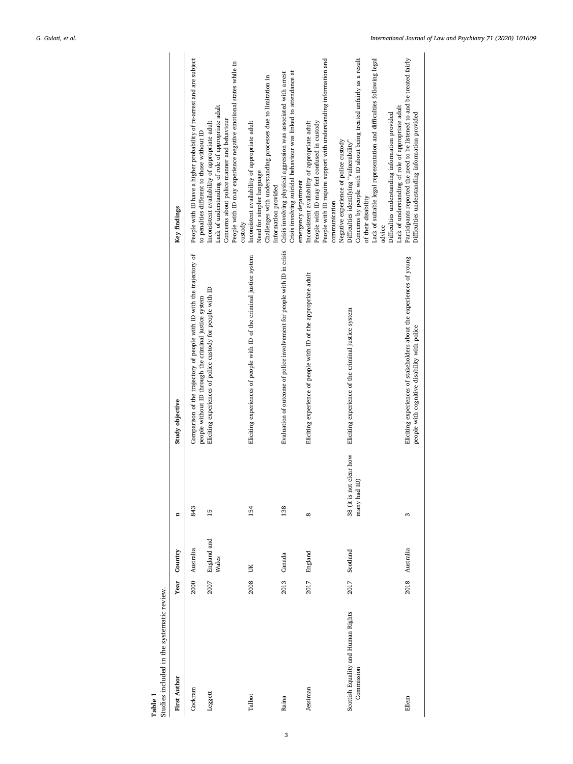**Table 1**
Studies included in the systematic review.

| First Author | Year | Country | n | Study objective | Key findings |
|---|---|---|---|---|---|
| Cockram | 2000 | Australia | 843 | Comparison of the trajectory of people with ID with the trajectory of people without ID through the criminal justice system | People with ID have a higher probability of re-arrest and are subject to penalties different to those without ID |
| Leggett | 2007 | England and Wales | 15 | Eliciting experiences of police custody for people with ID | Inconsistent availability of appropriate adult<br>Lack of understanding of role of appropriate adult<br>Concerns about police manner and behaviour<br>People with ID may experience negative emotional states while in custody |
| Talbot | 2008 | UK | 154 | Eliciting experiences of people with ID of the criminal justice system | Inconsistent availability of appropriate adult<br>Need for simpler language<br>Challenges with understanding processes due to limitation in information provided |
| Raina | 2013 | Canada | 138 | Evaluation of outcome of police involvement for people with ID in crisis | Crisis involving physical aggression was associated with arrest<br>Crisis involving suicidal behaviour was linked to attendance at emergency department |
| Jessiman | 2017 | England | 8 | Eliciting experience of people with ID of the appropriate adult | Inconsistent availability of appropriate adult<br>People with ID may feel confused in custody<br>People with ID require support with understanding information and communication |
| Scottish Equality and Human Rights Commission | 2017 | Scotland | 38 (it is not clear how many had ID) | Eliciting experience of the criminal justice system | Negative experience of police custody<br>Difficulties identifying "vulnerability"<br>Concerns by people with ID about being treated unfairly as a result of their disability<br>Lack of suitable legal representation and difficulties following legal advice<br>Difficulties understanding information provided<br>Lack of understanding of role of appropriate adult |
| Ellem | 2018 | Australia | 3 | Eliciting experiences of stakeholders about the experiences of young people with cognitive disability with police | Participants reported the need to be listened to and be treated fairly<br>Difficulties understanding information provided |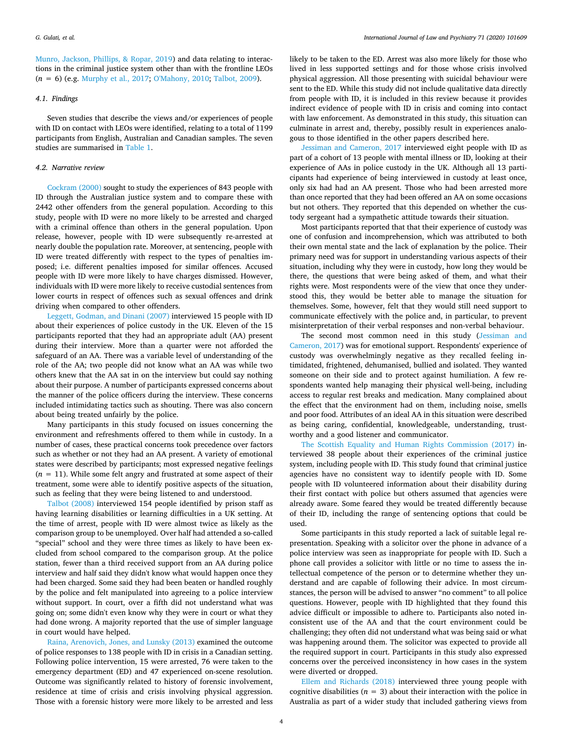Munro, Jackson, Phillips, & Ropar, 2019) and data relating to interactions in the criminal justice system other than with the frontline LEOs ($n$ = 6) (e.g. Murphy et al., 2017; O'Mahony, 2010; Talbot, 2009).

### 4.1. Findings

Seven studies that describe the views and/or experiences of people with ID on contact with LEOs were identified, relating to a total of 1199 participants from English, Australian and Canadian samples. The seven studies are summarised in Table 1.

### 4.2. Narrative review

Cockram (2000) sought to study the experiences of 843 people with ID through the Australian justice system and to compare these with 2442 other offenders from the general population. According to this study, people with ID were no more likely to be arrested and charged with a criminal offence than others in the general population. Upon release, however, people with ID were subsequently re-arrested at nearly double the population rate. Moreover, at sentencing, people with ID were treated differently with respect to the types of penalties imposed; i.e. different penalties imposed for similar offences. Accused people with ID were more likely to have charges dismissed. However, individuals with ID were more likely to receive custodial sentences from lower courts in respect of offences such as sexual offences and drink driving when compared to other offenders.

Leggett, Godman, and Dinani (2007) interviewed 15 people with ID about their experiences of police custody in the UK. Eleven of the 15 participants reported that they had an appropriate adult (AA) present during their interview. More than a quarter were not afforded the safeguard of an AA. There was a variable level of understanding of the role of the AA; two people did not know what an AA was while two others knew that the AA sat in on the interview but could say nothing about their purpose. A number of participants expressed concerns about the manner of the police officers during the interview. These concerns included intimidating tactics such as shouting. There was also concern about being treated unfairly by the police.

Many participants in this study focused on issues concerning the environment and refreshments offered to them while in custody. In a number of cases, these practical concerns took precedence over factors such as whether or not they had an AA present. A variety of emotional states were described by participants; most expressed negative feelings ($n$ = 11). While some felt angry and frustrated at some aspect of their treatment, some were able to identify positive aspects of the situation, such as feeling that they were being listened to and understood.

Talbot (2008) interviewed 154 people identified by prison staff as having learning disabilities or learning difficulties in a UK setting. At the time of arrest, people with ID were almost twice as likely as the comparison group to be unemployed. Over half had attended a so-called "special" school and they were three times as likely to have been excluded from school compared to the comparison group. At the police station, fewer than a third received support from an AA during police interview and half said they didn't know what would happen once they had been charged. Some said they had been beaten or handled roughly by the police and felt manipulated into agreeing to a police interview without support. In court, over a fifth did not understand what was going on; some didn't even know why they were in court or what they had done wrong. A majority reported that the use of simpler language in court would have helped.

Raina, Arenovich, Jones, and Lunsky (2013) examined the outcome of police responses to 138 people with ID in crisis in a Canadian setting. Following police intervention, 15 were arrested, 76 were taken to the emergency department (ED) and 47 experienced on-scene resolution. Outcome was significantly related to history of forensic involvement, residence at time of crisis and crisis involving physical aggression. Those with a forensic history were more likely to be arrested and less likely to be taken to the ED. Arrest was also more likely for those who lived in less supported settings and for those whose crisis involved physical aggression. All those presenting with suicidal behaviour were sent to the ED. While this study did not include qualitative data directly from people with ID, it is included in this review because it provides indirect evidence of people with ID in crisis and coming into contact with law enforcement. As demonstrated in this study, this situation can culminate in arrest and, thereby, possibly result in experiences analogous to those identified in the other papers described here.

Jessiman and Cameron, 2017 interviewed eight people with ID as part of a cohort of 13 people with mental illness or ID, looking at their experience of AAs in police custody in the UK. Although all 13 participants had experience of being interviewed in custody at least once, only six had had an AA present. Those who had been arrested more than once reported that they had been offered an AA on some occasions but not others. They reported that this depended on whether the custody sergeant had a sympathetic attitude towards their situation.

Most participants reported that that their experience of custody was one of confusion and incomprehension, which was attributed to both their own mental state and the lack of explanation by the police. Their primary need was for support in understanding various aspects of their situation, including why they were in custody, how long they would be there, the questions that were being asked of them, and what their rights were. Most respondents were of the view that once they understood this, they would be better able to manage the situation for themselves. Some, however, felt that they would still need support to communicate effectively with the police and, in particular, to prevent misinterpretation of their verbal responses and non-verbal behaviour.

The second most common need in this study (Jessiman and Cameron, 2017) was for emotional support. Respondents' experience of custody was overwhelmingly negative as they recalled feeling intimidated, frightened, dehumanised, bullied and isolated. They wanted someone on their side and to protect against humiliation. A few respondents wanted help managing their physical well-being, including access to regular rest breaks and medication. Many complained about the effect that the environment had on them, including noise, smells and poor food. Attributes of an ideal AA in this situation were described as being caring, confidential, knowledgeable, understanding, trustworthy and a good listener and communicator.

The Scottish Equality and Human Rights Commission (2017) interviewed 38 people about their experiences of the criminal justice system, including people with ID. This study found that criminal justice agencies have no consistent way to identify people with ID. Some people with ID volunteered information about their disability during their first contact with police but others assumed that agencies were already aware. Some feared they would be treated differently because of their ID, including the range of sentencing options that could be used.

Some participants in this study reported a lack of suitable legal representation. Speaking with a solicitor over the phone in advance of a police interview was seen as inappropriate for people with ID. Such a phone call provides a solicitor with little or no time to assess the intellectual competence of the person or to determine whether they understand and are capable of following their advice. In most circumstances, the person will be advised to answer "no comment" to all police questions. However, people with ID highlighted that they found this advice difficult or impossible to adhere to. Participants also noted inconsistent use of the AA and that the court environment could be challenging; they often did not understand what was being said or what was happening around them. The solicitor was expected to provide all the required support in court. Participants in this study also expressed concerns over the perceived inconsistency in how cases in the system were diverted or dropped.

Ellem and Richards (2018) interviewed three young people with cognitive disabilities ($n$ = 3) about their interaction with the police in Australia as part of a wider study that included gathering views from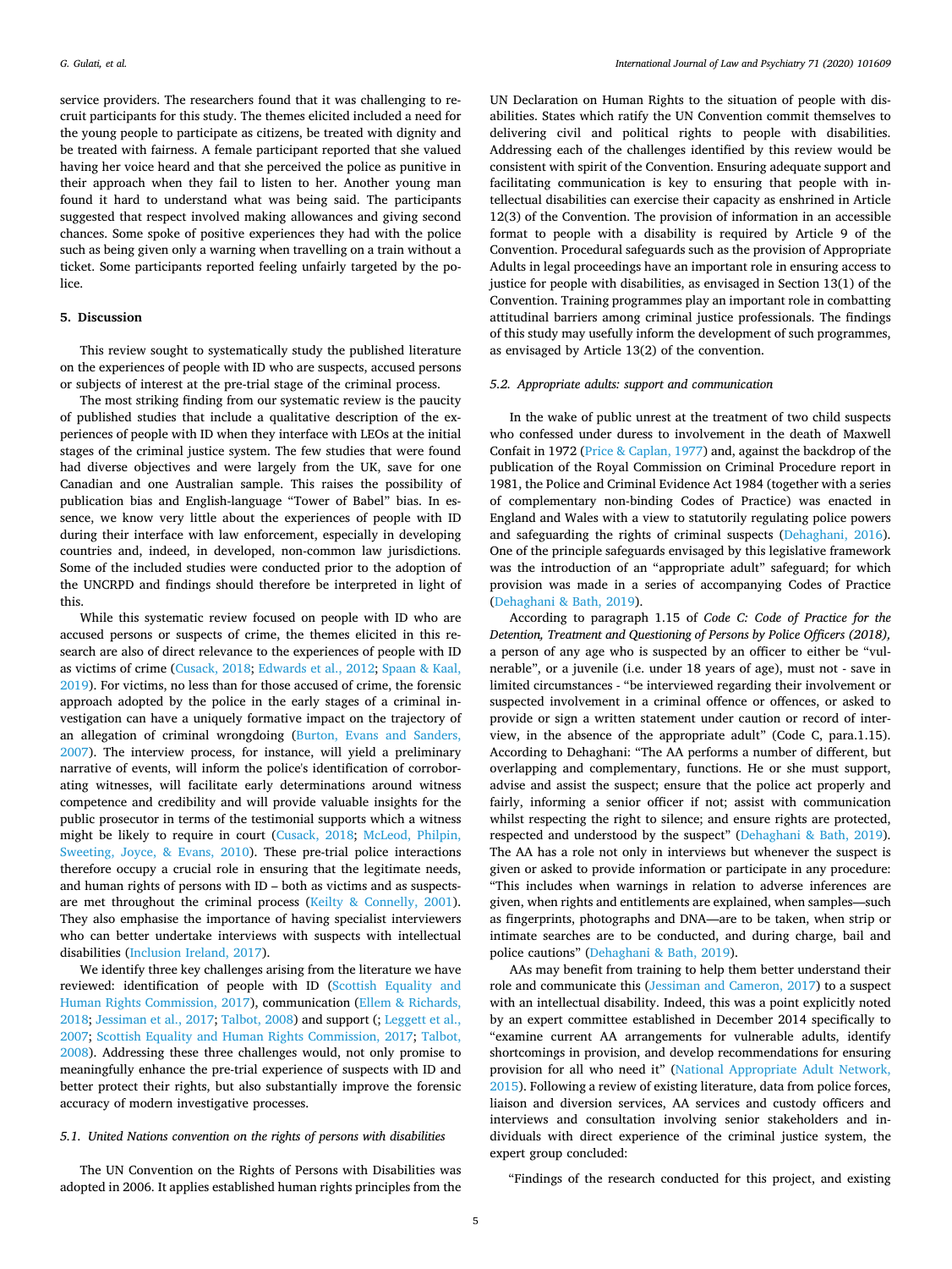service providers. The researchers found that it was challenging to recruit participants for this study. The themes elicited included a need for the young people to participate as citizens, be treated with dignity and be treated with fairness. A female participant reported that she valued having her voice heard and that she perceived the police as punitive in their approach when they fail to listen to her. Another young man found it hard to understand what was being said. The participants suggested that respect involved making allowances and giving second chances. Some spoke of positive experiences they had with the police such as being given only a warning when travelling on a train without a ticket. Some participants reported feeling unfairly targeted by the police.

## 5. Discussion

This review sought to systematically study the published literature on the experiences of people with ID who are suspects, accused persons or subjects of interest at the pre-trial stage of the criminal process.

The most striking finding from our systematic review is the paucity of published studies that include a qualitative description of the experiences of people with ID when they interface with LEOs at the initial stages of the criminal justice system. The few studies that were found had diverse objectives and were largely from the UK, save for one Canadian and one Australian sample. This raises the possibility of publication bias and English-language "Tower of Babel" bias. In essence, we know very little about the experiences of people with ID during their interface with law enforcement, especially in developing countries and, indeed, in developed, non-common law jurisdictions. Some of the included studies were conducted prior to the adoption of the UNCRPD and findings should therefore be interpreted in light of this.

While this systematic review focused on people with ID who are accused persons or suspects of crime, the themes elicited in this research are also of direct relevance to the experiences of people with ID as victims of crime (Cusack, 2018; Edwards et al., 2012; Spaan & Kaal, 2019). For victims, no less than for those accused of crime, the forensic approach adopted by the police in the early stages of a criminal investigation can have a uniquely formative impact on the trajectory of an allegation of criminal wrongdoing (Burton, Evans and Sanders, 2007). The interview process, for instance, will yield a preliminary narrative of events, will inform the police's identification of corroborating witnesses, will facilitate early determinations around witness competence and credibility and will provide valuable insights for the public prosecutor in terms of the testimonial supports which a witness might be likely to require in court (Cusack, 2018; McLeod, Philpin, Sweeting, Joyce, & Evans, 2010). These pre-trial police interactions therefore occupy a crucial role in ensuring that the legitimate needs, and human rights of persons with ID – both as victims and as suspects-are met throughout the criminal process (Keilty & Connelly, 2001). They also emphasise the importance of having specialist interviewers who can better undertake interviews with suspects with intellectual disabilities (Inclusion Ireland, 2017).

We identify three key challenges arising from the literature we have reviewed: identification of people with ID (Scottish Equality and Human Rights Commission, 2017), communication (Ellem & Richards, 2018; Jessiman et al., 2017; Talbot, 2008) and support (; Leggett et al., 2007; Scottish Equality and Human Rights Commission, 2017; Talbot, 2008). Addressing these three challenges would, not only promise to meaningfully enhance the pre-trial experience of suspects with ID and better protect their rights, but also substantially improve the forensic accuracy of modern investigative processes.

### 5.1. United Nations convention on the rights of persons with disabilities

The UN Convention on the Rights of Persons with Disabilities was adopted in 2006. It applies established human rights principles from the UN Declaration on Human Rights to the situation of people with disabilities. States which ratify the UN Convention commit themselves to delivering civil and political rights to people with disabilities. Addressing each of the challenges identified by this review would be consistent with spirit of the Convention. Ensuring adequate support and facilitating communication is key to ensuring that people with intellectual disabilities can exercise their capacity as enshrined in Article 12(3) of the Convention. The provision of information in an accessible format to people with a disability is required by Article 9 of the Convention. Procedural safeguards such as the provision of Appropriate Adults in legal proceedings have an important role in ensuring access to justice for people with disabilities, as envisaged in Section 13(1) of the Convention. Training programmes play an important role in combatting attitudinal barriers among criminal justice professionals. The findings of this study may usefully inform the development of such programmes, as envisaged by Article 13(2) of the convention.

### 5.2. Appropriate adults: support and communication

In the wake of public unrest at the treatment of two child suspects who confessed under duress to involvement in the death of Maxwell Confait in 1972 (Price & Caplan, 1977) and, against the backdrop of the publication of the Royal Commission on Criminal Procedure report in 1981, the Police and Criminal Evidence Act 1984 (together with a series of complementary non-binding Codes of Practice) was enacted in England and Wales with a view to statutorily regulating police powers and safeguarding the rights of criminal suspects (Dehaghani, 2016). One of the principle safeguards envisaged by this legislative framework was the introduction of an "appropriate adult" safeguard; for which provision was made in a series of accompanying Codes of Practice (Dehaghani & Bath, 2019).

According to paragraph 1.15 of *Code C: Code of Practice for the Detention, Treatment and Questioning of Persons by Police Officers (2018),* a person of any age who is suspected by an officer to either be "vulnerable", or a juvenile (i.e. under 18 years of age), must not - save in limited circumstances - "be interviewed regarding their involvement or suspected involvement in a criminal offence or offences, or asked to provide or sign a written statement under caution or record of interview, in the absence of the appropriate adult" (Code C, para.1.15). According to Dehaghani: "The AA performs a number of different, but overlapping and complementary, functions. He or she must support, advise and assist the suspect; ensure that the police act properly and fairly, informing a senior officer if not; assist with communication whilst respecting the right to silence; and ensure rights are protected, respected and understood by the suspect" (Dehaghani & Bath, 2019). The AA has a role not only in interviews but whenever the suspect is given or asked to provide information or participate in any procedure: "This includes when warnings in relation to adverse inferences are given, when rights and entitlements are explained, when samples—such as fingerprints, photographs and DNA—are to be taken, when strip or intimate searches are to be conducted, and during charge, bail and police cautions" (Dehaghani & Bath, 2019).

AAs may benefit from training to help them better understand their role and communicate this (Jessiman and Cameron, 2017) to a suspect with an intellectual disability. Indeed, this was a point explicitly noted by an expert committee established in December 2014 specifically to "examine current AA arrangements for vulnerable adults, identify shortcomings in provision, and develop recommendations for ensuring provision for all who need it" (National Appropriate Adult Network, 2015). Following a review of existing literature, data from police forces, liaison and diversion services, AA services and custody officers and interviews and consultation involving senior stakeholders and individuals with direct experience of the criminal justice system, the expert group concluded:

"Findings of the research conducted for this project, and existing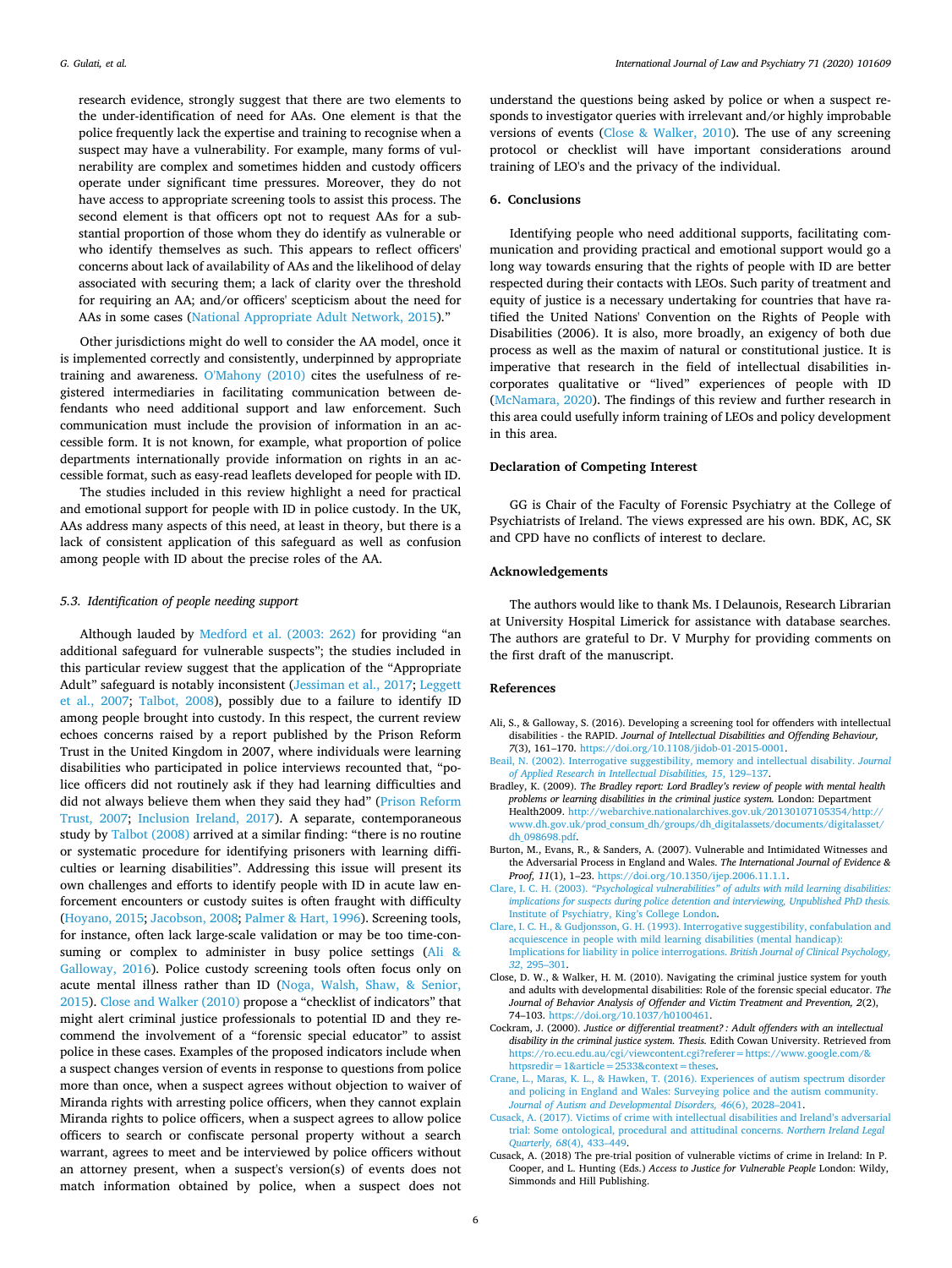research evidence, strongly suggest that there are two elements to the under-identification of need for AAs. One element is that the police frequently lack the expertise and training to recognise when a suspect may have a vulnerability. For example, many forms of vulnerability are complex and sometimes hidden and custody officers operate under significant time pressures. Moreover, they do not have access to appropriate screening tools to assist this process. The second element is that officers opt not to request AAs for a substantial proportion of those whom they do identify as vulnerable or who identify themselves as such. This appears to reflect officers' concerns about lack of availability of AAs and the likelihood of delay associated with securing them; a lack of clarity over the threshold for requiring an AA; and/or officers' scepticism about the need for AAs in some cases (National Appropriate Adult Network, 2015)."

Other jurisdictions might do well to consider the AA model, once it is implemented correctly and consistently, underpinned by appropriate training and awareness. O'Mahony (2010) cites the usefulness of registered intermediaries in facilitating communication between defendants who need additional support and law enforcement. Such communication must include the provision of information in an accessible form. It is not known, for example, what proportion of police departments internationally provide information on rights in an accessible format, such as easy-read leaflets developed for people with ID.

The studies included in this review highlight a need for practical and emotional support for people with ID in police custody. In the UK, AAs address many aspects of this need, at least in theory, but there is a lack of consistent application of this safeguard as well as confusion among people with ID about the precise roles of the AA.

### 5.3. Identification of people needing support

Although lauded by Medford et al. (2003: 262) for providing "an additional safeguard for vulnerable suspects"; the studies included in this particular review suggest that the application of the "Appropriate Adult" safeguard is notably inconsistent (Jessiman et al., 2017; Leggett et al., 2007; Talbot, 2008), possibly due to a failure to identify ID among people brought into custody. In this respect, the current review echoes concerns raised by a report published by the Prison Reform Trust in the United Kingdom in 2007, where individuals were learning disabilities who participated in police interviews recounted that, "police officers did not routinely ask if they had learning difficulties and did not always believe them when they said they had" (Prison Reform Trust, 2007; Inclusion Ireland, 2017). A separate, contemporaneous study by Talbot (2008) arrived at a similar finding: "there is no routine or systematic procedure for identifying prisoners with learning difficulties or learning disabilities". Addressing this issue will present its own challenges and efforts to identify people with ID in acute law enforcement encounters or custody suites is often fraught with difficulty (Hoyano, 2015; Jacobson, 2008; Palmer & Hart, 1996). Screening tools, for instance, often lack large-scale validation or may be too time-consuming or complex to administer in busy police settings (Ali & Galloway, 2016). Police custody screening tools often focus only on acute mental illness rather than ID (Noga, Walsh, Shaw, & Senior, 2015). Close and Walker (2010) propose a "checklist of indicators" that might alert criminal justice professionals to potential ID and they recommend the involvement of a "forensic special educator" to assist police in these cases. Examples of the proposed indicators include when a suspect changes version of events in response to questions from police more than once, when a suspect agrees without objection to waiver of Miranda rights with arresting police officers, when they cannot explain Miranda rights to police officers, when a suspect agrees to allow police officers to search or confiscate personal property without a search warrant, agrees to meet and be interviewed by police officers without an attorney present, when a suspect's version(s) of events does not match information obtained by police, when a suspect does not understand the questions being asked by police or when a suspect responds to investigator queries with irrelevant and/or highly improbable versions of events (Close & Walker, 2010). The use of any screening protocol or checklist will have important considerations around training of LEO's and the privacy of the individual.

## 6. Conclusions

Identifying people who need additional supports, facilitating communication and providing practical and emotional support would go a long way towards ensuring that the rights of people with ID are better respected during their contacts with LEOs. Such parity of treatment and equity of justice is a necessary undertaking for countries that have ratified the United Nations' Convention on the Rights of People with Disabilities (2006). It is also, more broadly, an exigency of both due process as well as the maxim of natural or constitutional justice. It is imperative that research in the field of intellectual disabilities incorporates qualitative or "lived" experiences of people with ID (McNamara, 2020). The findings of this review and further research in this area could usefully inform training of LEOs and policy development in this area.

## Declaration of Competing Interest

GG is Chair of the Faculty of Forensic Psychiatry at the College of Psychiatrists of Ireland. The views expressed are his own. BDK, AC, SK and CPD have no conflicts of interest to declare.

## Acknowledgements

The authors would like to thank Ms. I Delaunois, Research Librarian at University Hospital Limerick for assistance with database searches. The authors are grateful to Dr. V Murphy for providing comments on the first draft of the manuscript.

## References

Ali, S., & Galloway, S. (2016). Developing a screening tool for offenders with intellectual disabilities - the RAPID. *Journal of Intellectual Disabilities and Offending Behaviour, 7*(3), 161–170. https://doi.org/10.1108/jidob-01-2015-0001.

Beail, N. (2002). Interrogative suggestibility, memory and intellectual disability. *Journal of Applied Research in Intellectual Disabilities, 15*, 129–137.

Bradley, K. (2009). *The Bradley report: Lord Bradley's review of people with mental health problems or learning disabilities in the criminal justice system.* London: Department Health2009. http://webarchive.nationalarchives.gov.uk/20130107105354/http://www.dh.gov.uk/prod_consum_dh/groups/dh_digitalassets/documents/digitalasset/dh_098698.pdf.

Burton, M., Evans, R., & Sanders, A. (2007). Vulnerable and Intimidated Witnesses and the Adversarial Process in England and Wales. *The International Journal of Evidence & Proof, 11*(1), 1–23. https://doi.org/10.1350/ijep.2006.11.1.1.

Clare, I. C. H. (2003). *"Psychological vulnerabilities" of adults with mild learning disabilities: implications for suspects during police detention and interviewing, Unpublished PhD thesis.* Institute of Psychiatry, King's College London.

Clare, I. C. H., & Gudjonsson, G. H. (1993). Interrogative suggestibility, confabulation and acquiescence in people with mild learning disabilities (mental handicap): Implications for liability in police interrogations. *British Journal of Clinical Psychology, 32*, 295–301.

Close, D. W., & Walker, H. M. (2010). Navigating the criminal justice system for youth and adults with developmental disabilities: Role of the forensic special educator. *The Journal of Behavior Analysis of Offender and Victim Treatment and Prevention, 2*(2), 74–103. https://doi.org/10.1037/h0100461.

Cockram, J. (2000). *Justice or differential treatment? : Adult offenders with an intellectual disability in the criminal justice system. Thesis.* Edith Cowan University. Retrieved from https://ro.ecu.edu.au/cgi/viewcontent.cgi?referer=https://www.google.com/&httpsredir=1&article=2533&context=theses.

Crane, L., Maras, K. L., & Hawken, T. (2016). Experiences of autism spectrum disorder and policing in England and Wales: Surveying police and the autism community. *Journal of Autism and Developmental Disorders, 46*(6), 2028–2041.

Cusack, A. (2017). Victims of crime with intellectual disabilities and Ireland's adversarial trial: Some ontological, procedural and attitudinal concerns. *Northern Ireland Legal Quarterly, 68*(4), 433–449.

Cusack, A. (2018) The pre-trial position of vulnerable victims of crime in Ireland: In P. Cooper, and L. Hunting (Eds.) *Access to Justice for Vulnerable People* London: Wildy, Simmonds and Hill Publishing.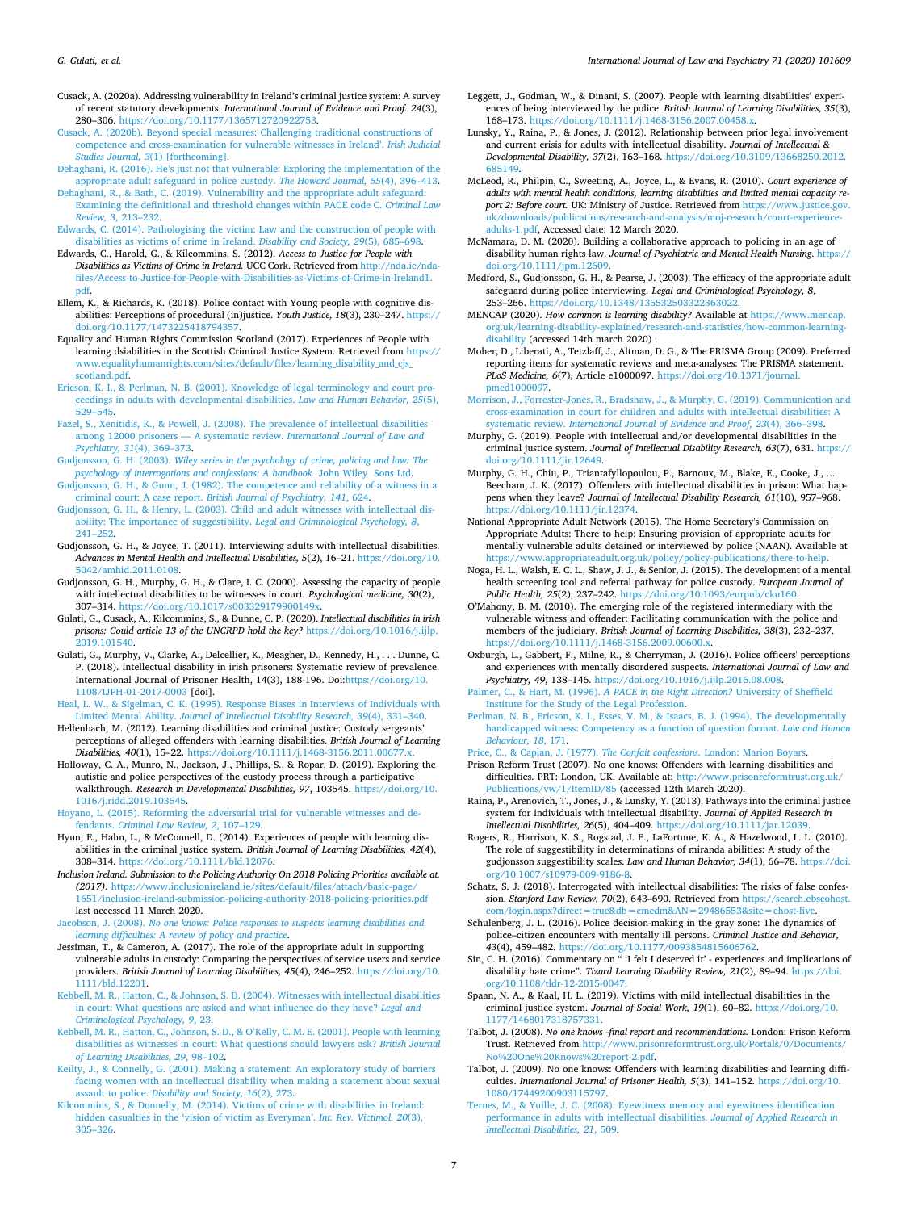Cusack, A. (2020a). Addressing vulnerability in Ireland's criminal justice system: A survey of recent statutory developments. *International Journal of Evidence and Proof. 24*(3), 280–306. https://doi.org/10.1177/1365712720922753.

Cusack, A. (2020b). Beyond special measures: Challenging traditional constructions of competence and cross-examination for vulnerable witnesses in Ireland'. *Irish Judicial Studies Journal, 3*(1) [forthcoming].

Dehaghani, R. (2016). He's just not that vulnerable: Exploring the implementation of the appropriate adult safeguard in police custody. *The Howard Journal, 55*(4), 396–413.

Dehaghani, R., & Bath, C. (2019). Vulnerability and the appropriate adult safeguard: Examining the definitional and threshold changes within PACE code C. *Criminal Law Review, 3*, 213–232.

Edwards, C. (2014). Pathologising the victim: Law and the construction of people with disabilities as victims of crime in Ireland. *Disability and Society, 29*(5), 685–698.

Edwards, C., Harold, G., & Kilcommins, S. (2012). *Access to Justice for People with Disabilities as Victims of Crime in Ireland.* UCC Cork. Retrieved from http://nda.ie/nda-files/Access-to-Justice-for-People-with-Disabilities-as-Victims-of-Crime-in-Ireland1.pdf.

Ellem, K., & Richards, K. (2018). Police contact with Young people with cognitive disabilities: Perceptions of procedural (in)justice. *Youth Justice, 18*(3), 230–247. https://doi.org/10.1177/1473225418794357.

Equality and Human Rights Commission Scotland (2017). Experiences of People with learning dsiabilities in the Scottish Criminal Justice System. Retrieved from https://www.equalityhumanrights.com/sites/default/files/learning_disability_and_cjs_scotland.pdf.

Ericson, K. I., & Perlman, N. B. (2001). Knowledge of legal terminology and court proceedings in adults with developmental disabilities. *Law and Human Behavior, 25*(5), 529–545.

Fazel, S., Xenitidis, K., & Powell, J. (2008). The prevalence of intellectual disabilities among 12000 prisoners — A systematic review. *International Journal of Law and Psychiatry, 31*(4), 369–373.

Gudjonsson, G. H. (2003). *Wiley series in the psychology of crime, policing and law: The psychology of interrogations and confessions: A handbook.* John Wiley Sons Ltd.

Gudjonsson, G. H., & Gunn, J. (1982). The competence and reliability of a witness in a criminal court: A case report. *British Journal of Psychiatry, 141*, 624.

Gudjonsson, G. H., & Henry, L. (2003). Child and adult witnesses with intellectual disability: The importance of suggestibility. *Legal and Criminological Psychology, 8*, 241–252.

Gudjonsson, G. H., & Joyce, T. (2011). Interviewing adults with intellectual disabilities. *Advances in Mental Health and Intellectual Disabilities, 5*(2), 16–21. https://doi.org/10.5042/amhid.2011.0108.

Gudjonsson, G. H., Murphy, G. H., & Clare, I. C. (2000). Assessing the capacity of people with intellectual disabilities to be witnesses in court. *Psychological medicine, 30*(2), 307–314. https://doi.org/10.1017/s003329179900149x.

Gulati, G., Cusack, A., Kilcommins, S., & Dunne, C. P. (2020). *Intellectual disabilities in irish prisons: Could article 13 of the UNCRPD hold the key?* https://doi.org/10.1016/j.ijlp.2019.101540.

Gulati, G., Murphy, V., Clarke, A., Delcellier, K., Meagher, D., Kennedy, H., . . . Dunne, C. P. (2018). Intellectual disability in irish prisoners: Systematic review of prevalence. International Journal of Prisoner Health, 14(3), 188-196. Doi:https://doi.org/10.1108/IJPH-01-2017-0003 [doi].

Heal, L. W., & Sigelman, C. K. (1995). Response Biases in Interviews of Individuals with Limited Mental Ability. *Journal of Intellectual Disability Research, 39*(4), 331–340.

Hellenbach, M. (2012). Learning disabilities and criminal justice: Custody sergeants' perceptions of alleged offenders with learning disabilities. *British Journal of Learning Disabilities, 40*(1), 15–22. https://doi.org/10.1111/j.1468-3156.2011.00677.x.

Holloway, C. A., Munro, N., Jackson, J., Phillips, S., & Ropar, D. (2019). Exploring the autistic and police perspectives of the custody process through a participative walkthrough. *Research in Developmental Disabilities, 97*, 103545. https://doi.org/10.1016/j.ridd.2019.103545.

Hoyano, L. (2015). Reforming the adversarial trial for vulnerable witnesses and defendants. *Criminal Law Review, 2*, 107–129.

Hyun, E., Hahn, L., & McConnell, D. (2014). Experiences of people with learning disabilities in the criminal justice system. *British Journal of Learning Disabilities, 42*(4), 308–314. https://doi.org/10.1111/bld.12076.

*Inclusion Ireland. Submission to the Policing Authority On 2018 Policing Priorities available at. (2017).* https://www.inclusionireland.ie/sites/default/files/attach/basic-page/1651/inclusion-ireland-submission-policing-authority-2018-policing-priorities.pdf last accessed 11 March 2020.

Jacobson, J. (2008). *No one knows: Police responses to suspects learning disabilities and learning difficulties: A review of policy and practice.*

Jessiman, T., & Cameron, A. (2017). The role of the appropriate adult in supporting vulnerable adults in custody: Comparing the perspectives of service users and service providers. *British Journal of Learning Disabilities, 45*(4), 246–252. https://doi.org/10.1111/bld.12201.

Kebbell, M. R., Hatton, C., & Johnson, S. D. (2004). Witnesses with intellectual disabilities in court: What questions are asked and what influence do they have? *Legal and Criminological Psychology, 9*, 23.

Kebbell, M. R., Hatton, C., Johnson, S. D., & O'Kelly, C. M. E. (2001). People with learning disabilities as witnesses in court: What questions should lawyers ask? *British Journal of Learning Disabilities, 29*, 98–102.

Keilty, J., & Connelly, G. (2001). Making a statement: An exploratory study of barriers facing women with an intellectual disability when making a statement about sexual assault to police. *Disability and Society, 16*(2), 273.

Kilcommins, S., & Donnelly, M. (2014). Victims of crime with disabilities in Ireland: hidden casualties in the 'vision of victim as Everyman'. *Int. Rev. Victimol. 20*(3), 305–326.

Leggett, J., Godman, W., & Dinani, S. (2007). People with learning disabilities' experiences of being interviewed by the police. *British Journal of Learning Disabilities, 35*(3), 168–173. https://doi.org/10.1111/j.1468-3156.2007.00458.x.

Lunsky, Y., Raina, P., & Jones, J. (2012). Relationship between prior legal involvement and current crisis for adults with intellectual disability. *Journal of Intellectual & Developmental Disability, 37*(2), 163–168. https://doi.org/10.3109/13668250.2012.685149.

McLeod, R., Philpin, C., Sweeting, A., Joyce, L., & Evans, R. (2010). *Court experience of adults with mental health conditions, learning disabilities and limited mental capacity report 2: Before court.* UK: Ministry of Justice. Retrieved from https://www.justice.gov.uk/downloads/publications/research-and-analysis/moj-research/court-experience-adults-1.pdf, Accessed date: 12 March 2020.

McNamara, D. M. (2020). Building a collaborative approach to policing in an age of disability human rights law. *Journal of Psychiatric and Mental Health Nursing.* https://doi.org/10.1111/jpm.12609.

Medford, S., Gudjonsson, G. H., & Pearse, J. (2003). The efficacy of the appropriate adult safeguard during police interviewing. *Legal and Criminological Psychology, 8*, 253–266. https://doi.org/10.1348/135532503322363022.

MENCAP (2020). *How common is learning disability?* Available at https://www.mencap.org.uk/learning-disability-explained/research-and-statistics/how-common-learning-disability (accessed 14th march 2020) .

Moher, D., Liberati, A., Tetzlaff, J., Altman, D. G., & The PRISMA Group (2009). Preferred reporting items for systematic reviews and meta-analyses: The PRISMA statement. *PLoS Medicine, 6*(7), Article e1000097. https://doi.org/10.1371/journal.pmed1000097.

Morrison, J., Forrester-Jones, R., Bradshaw, J., & Murphy, G. (2019). Communication and cross-examination in court for children and adults with intellectual disabilities: A systematic review. *International Journal of Evidence and Proof, 23*(4), 366–398.

Murphy, G. (2019). People with intellectual and/or developmental disabilities in the criminal justice system. *Journal of Intellectual Disability Research, 63*(7), 631. https://doi.org/10.1111/jir.12649.

Murphy, G. H., Chiu, P., Triantafyllopoulou, P., Barnoux, M., Blake, E., Cooke, J., ... Beecham, J. K. (2017). Offenders with intellectual disabilities in prison: What happens when they leave? *Journal of Intellectual Disability Research, 61*(10), 957–968. https://doi.org/10.1111/jir.12374.

National Appropriate Adult Network (2015). The Home Secretary's Commission on Appropriate Adults: There to help: Ensuring provision of appropriate adults for mentally vulnerable adults detained or interviewed by police (NAAN). Available at https://www.appropriateadult.org.uk/policy/policy-publications/there-to-help.

Noga, H. L., Walsh, E. C. L., Shaw, J. J., & Senior, J. (2015). The development of a mental health screening tool and referral pathway for police custody. *European Journal of Public Health, 25*(2), 237–242. https://doi.org/10.1093/eurpub/cku160.

O'Mahony, B. M. (2010). The emerging role of the registered intermediary with the vulnerable witness and offender: Facilitating communication with the police and members of the judiciary. *British Journal of Learning Disabilities, 38*(3), 232–237. https://doi.org/10.1111/j.1468-3156.2009.00600.x.

Oxburgh, L., Gabbert, F., Milne, R., & Cherryman, J. (2016). Police officers' perceptions and experiences with mentally disordered suspects. *International Journal of Law and Psychiatry, 49*, 138–146. https://doi.org/10.1016/j.ijlp.2016.08.008.

Palmer, C., & Hart, M. (1996). *A PACE in the Right Direction?* University of Sheffield Institute for the Study of the Legal Profession.

Perlman, N. B., Ericson, K. I., Esses, V. M., & Isaacs, B. J. (1994). The developmentally handicapped witness: Competency as a function of question format. *Law and Human Behaviour, 18*, 171.

Price, C., & Caplan, J. (1977). *The Confait confessions.* London: Marion Boyars.

Prison Reform Trust (2007). No one knows: Offenders with learning disabilities and difficulties. PRT: London, UK. Available at: http://www.prisonreformtrust.org.uk/Publications/vw/1/ItemID/85 (accessed 12th March 2020).

Raina, P., Arenovich, T., Jones, J., & Lunsky, Y. (2013). Pathways into the criminal justice system for individuals with intellectual disability. *Journal of Applied Research in Intellectual Disabilities, 26*(5), 404–409. https://doi.org/10.1111/jar.12039.

Rogers, R., Harrison, K. S., Rogstad, J. E., LaFortune, K. A., & Hazelwood, L. L. (2010). The role of suggestibility in determinations of miranda abilities: A study of the gudjonsson suggestibility scales. *Law and Human Behavior, 34*(1), 66–78. https://doi.org/10.1007/s10979-009-9186-8.

Schatz, S. J. (2018). Interrogated with intellectual disabilities: The risks of false confession. *Stanford Law Review, 70*(2), 643–690. Retrieved from https://search.ebscohost.com/login.aspx?direct=true&db=cmedm&AN=29486553&site=ehost-live.

Schulenberg, J. L. (2016). Police decision-making in the gray zone: The dynamics of police–citizen encounters with mentally ill persons. *Criminal Justice and Behavior, 43*(4), 459–482. https://doi.org/10.1177/0093854815606762.

Sin, C. H. (2016). Commentary on " 'I felt I deserved it' - experiences and implications of disability hate crime". *Tizard Learning Disability Review, 21*(2), 89–94. https://doi.org/10.1108/tldr-12-2015-0047.

Spaan, N. A., & Kaal, H. L. (2019). Victims with mild intellectual disabilities in the criminal justice system. *Journal of Social Work, 19*(1), 60–82. https://doi.org/10.1177/1468017318757331.

Talbot, J. (2008). *No one knows -final report and recommendations.* London: Prison Reform Trust. Retrieved from http://www.prisonreformtrust.org.uk/Portals/0/Documents/No%20One%20Knows%20report-2.pdf.

Talbot, J. (2009). No one knows: Offenders with learning disabilities and learning difficulties. *International Journal of Prisoner Health, 5*(3), 141–152. https://doi.org/10.1080/17449200903115797.

Ternes, M., & Yuille, J. C. (2008). Eyewitness memory and eyewitness identification performance in adults with intellectual disabilities. *Journal of Applied Research in Intellectual Disabilities, 21*, 509.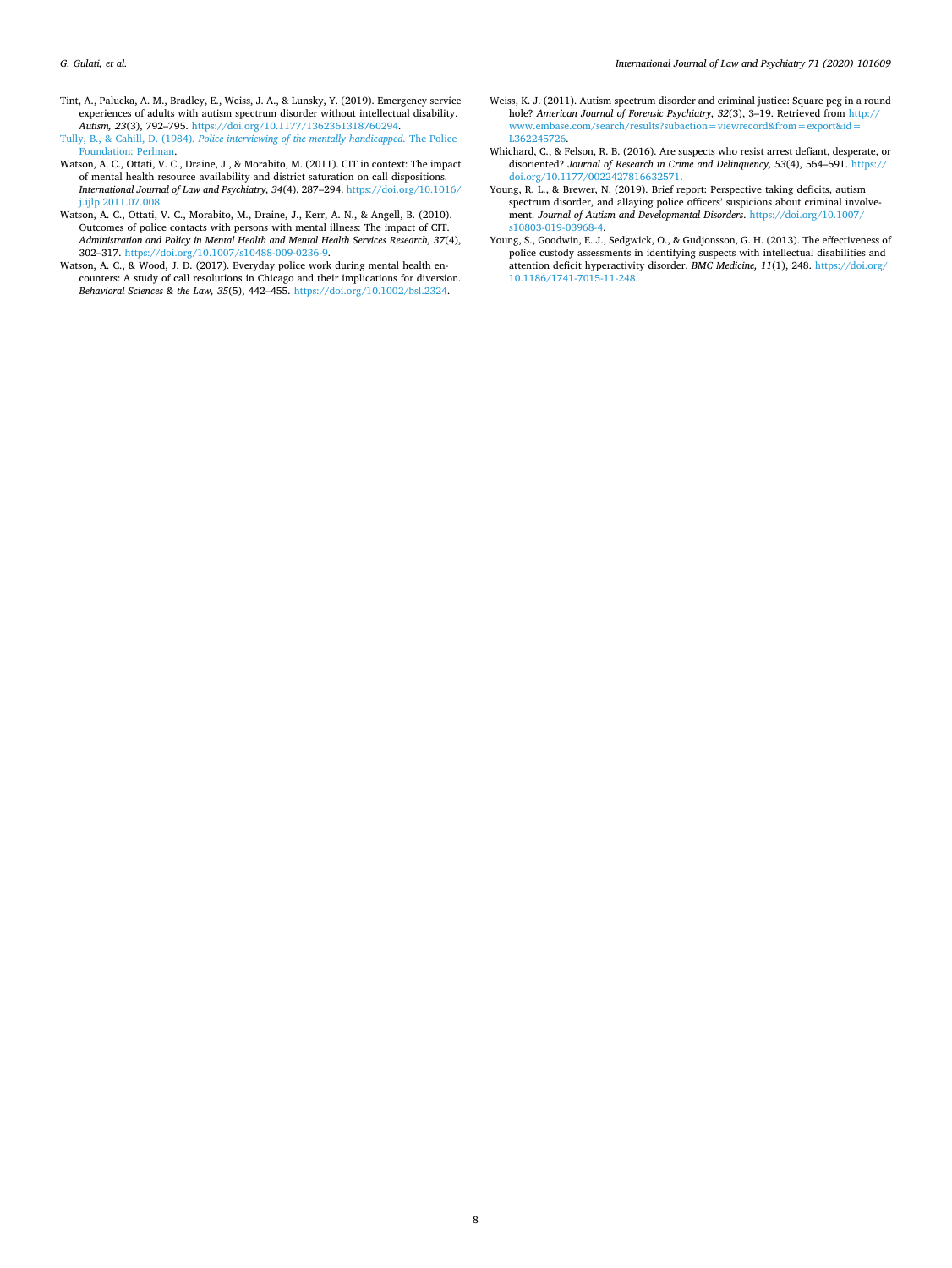Tint, A., Palucka, A. M., Bradley, E., Weiss, J. A., & Lunsky, Y. (2019). Emergency service experiences of adults with autism spectrum disorder without intellectual disability. *Autism, 23*(3), 792–795. https://doi.org/10.1177/1362361318760294.

Tully, B., & Cahill, D. (1984). *Police interviewing of the mentally handicapped.* The Police Foundation: Perlman.

Watson, A. C., Ottati, V. C., Draine, J., & Morabito, M. (2011). CIT in context: The impact of mental health resource availability and district saturation on call dispositions. *International Journal of Law and Psychiatry, 34*(4), 287–294. https://doi.org/10.1016/j.ijlp.2011.07.008.

Watson, A. C., Ottati, V. C., Morabito, M., Draine, J., Kerr, A. N., & Angell, B. (2010). Outcomes of police contacts with persons with mental illness: The impact of CIT. *Administration and Policy in Mental Health and Mental Health Services Research, 37*(4), 302–317. https://doi.org/10.1007/s10488-009-0236-9.

Watson, A. C., & Wood, J. D. (2017). Everyday police work during mental health encounters: A study of call resolutions in Chicago and their implications for diversion. *Behavioral Sciences & the Law, 35*(5), 442–455. https://doi.org/10.1002/bsl.2324.

Weiss, K. J. (2011). Autism spectrum disorder and criminal justice: Square peg in a round hole? *American Journal of Forensic Psychiatry, 32*(3), 3–19. Retrieved from http://www.embase.com/search/results?subaction=viewrecord&from=export&id=L362245726.

Whichard, C., & Felson, R. B. (2016). Are suspects who resist arrest defiant, desperate, or disoriented? *Journal of Research in Crime and Delinquency, 53*(4), 564–591. https://doi.org/10.1177/0022427816632571.

Young, R. L., & Brewer, N. (2019). Brief report: Perspective taking deficits, autism spectrum disorder, and allaying police officers' suspicions about criminal involvement. *Journal of Autism and Developmental Disorders*. https://doi.org/10.1007/s10803-019-03968-4.

Young, S., Goodwin, E. J., Sedgwick, O., & Gudjonsson, G. H. (2013). The effectiveness of police custody assessments in identifying suspects with intellectual disabilities and attention deficit hyperactivity disorder. *BMC Medicine, 11*(1), 248. https://doi.org/10.1186/1741-7015-11-248.